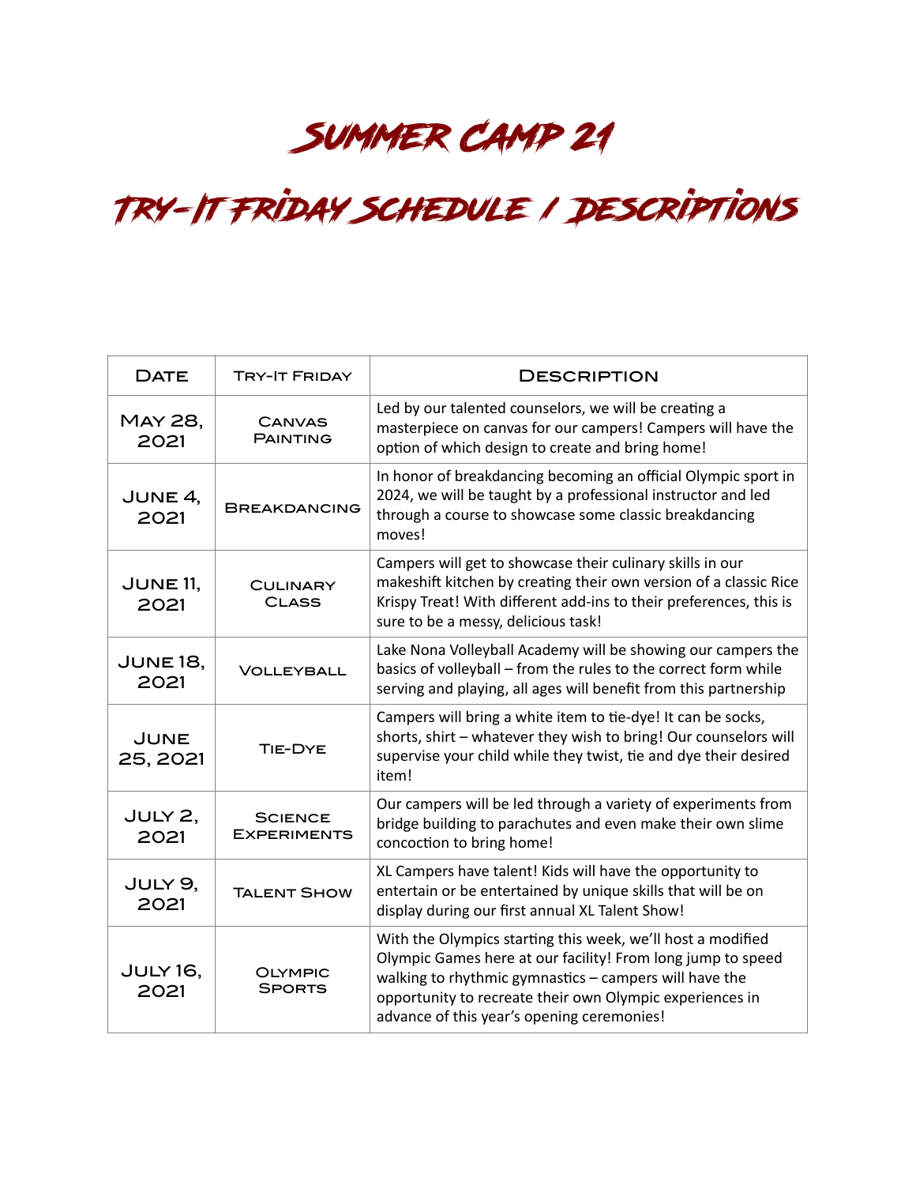# Summer Camp 21

# Try-It Friday Schedule / Descriptions

| Date | Try-It Friday | Description |
|---|---|---|
| May 28, 2021 | Canvas Painting | Led by our talented counselors, we will be creating a masterpiece on canvas for our campers! Campers will have the option of which design to create and bring home! |
| June 4, 2021 | Breakdancing | In honor of breakdancing becoming an official Olympic sport in 2024, we will be taught by a professional instructor and led through a course to showcase some classic breakdancing moves! |
| June 11, 2021 | Culinary Class | Campers will get to showcase their culinary skills in our makeshift kitchen by creating their own version of a classic Rice Krispy Treat! With different add-ins to their preferences, this is sure to be a messy, delicious task! |
| June 18, 2021 | Volleyball | Lake Nona Volleyball Academy will be showing our campers the basics of volleyball – from the rules to the correct form while serving and playing, all ages will benefit from this partnership |
| June 25, 2021 | Tie-Dye | Campers will bring a white item to tie-dye! It can be socks, shorts, shirt – whatever they wish to bring! Our counselors will supervise your child while they twist, tie and dye their desired item! |
| July 2, 2021 | Science Experiments | Our campers will be led through a variety of experiments from bridge building to parachutes and even make their own slime concoction to bring home! |
| July 9, 2021 | Talent Show | XL Campers have talent! Kids will have the opportunity to entertain or be entertained by unique skills that will be on display during our first annual XL Talent Show! |
| July 16, 2021 | Olympic Sports | With the Olympics starting this week, we'll host a modified Olympic Games here at our facility! From long jump to speed walking to rhythmic gymnastics – campers will have the opportunity to recreate their own Olympic experiences in advance of this year's opening ceremonies! |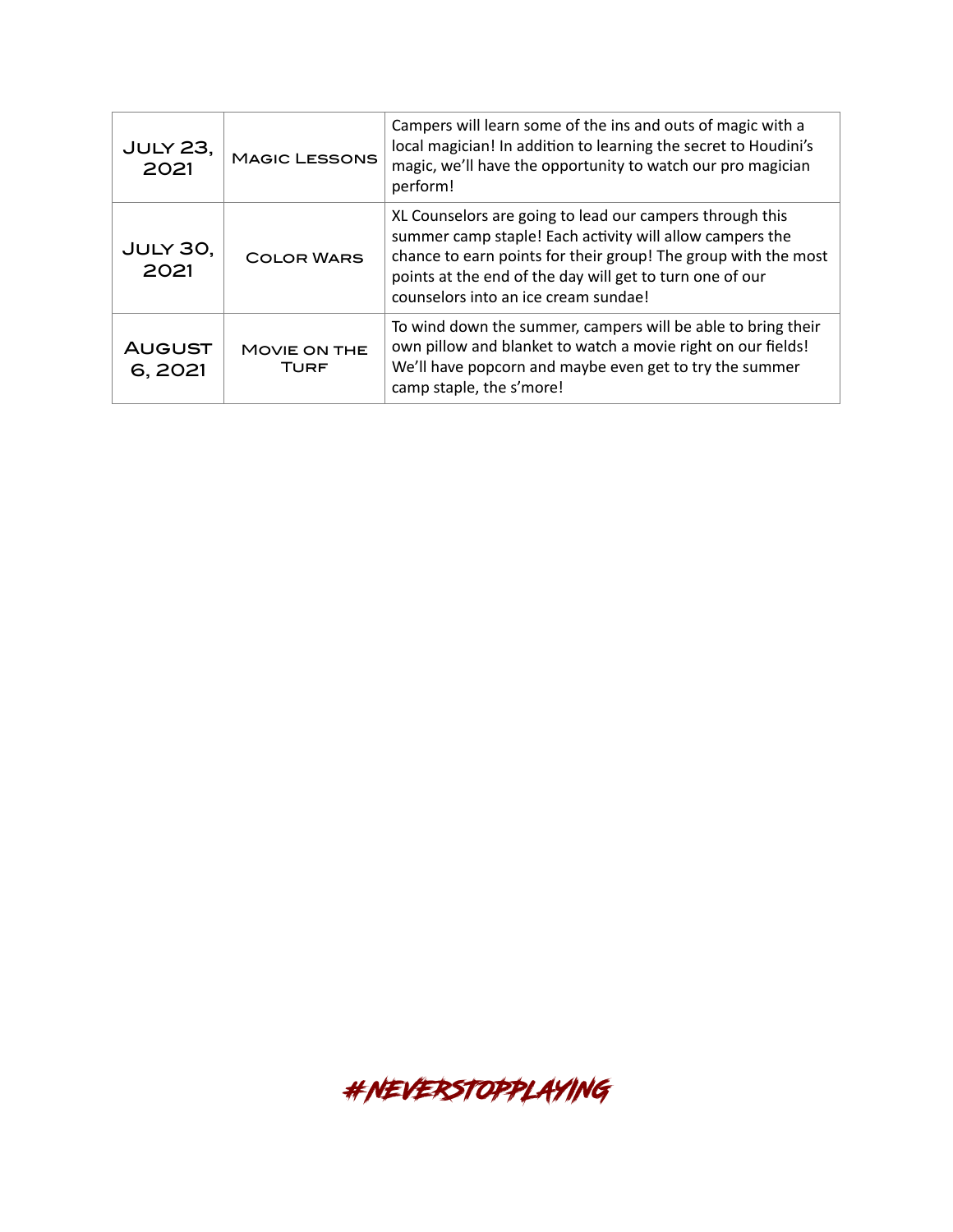| | | |
|---|---|---|
| July 23, 2021 | Magic Lessons | Campers will learn some of the ins and outs of magic with a local magician! In addition to learning the secret to Houdini's magic, we'll have the opportunity to watch our pro magician perform! |
| July 30, 2021 | Color Wars | XL Counselors are going to lead our campers through this summer camp staple! Each activity will allow campers the chance to earn points for their group! The group with the most points at the end of the day will get to turn one of our counselors into an ice cream sundae! |
| August 6, 2021 | Movie on the Turf | To wind down the summer, campers will be able to bring their own pillow and blanket to watch a movie right on our fields! We'll have popcorn and maybe even get to try the summer camp staple, the s'more! |

#NEVERSTOPPLAYING